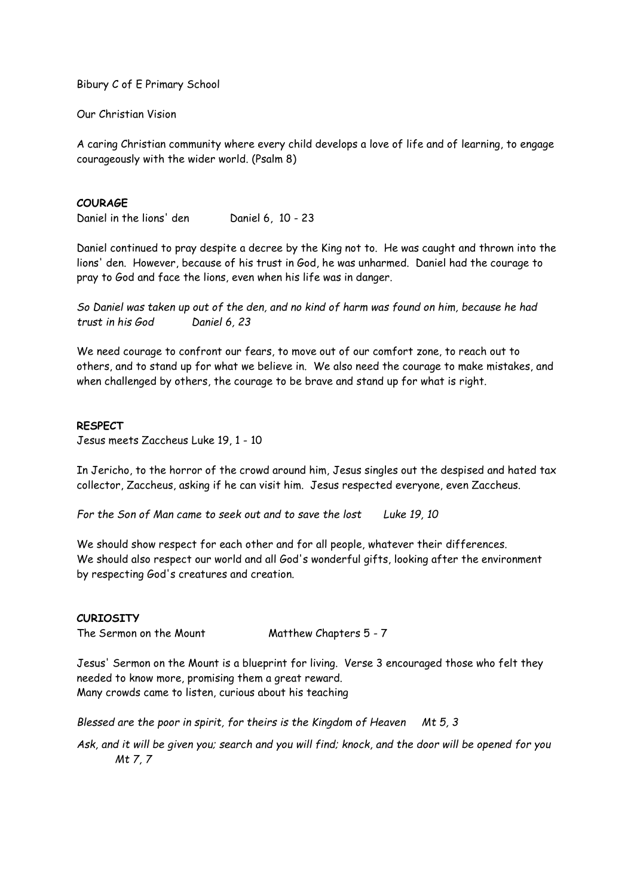Bibury C of E Primary School

Our Christian Vision

A caring Christian community where every child develops a love of life and of learning, to engage courageously with the wider world. (Psalm 8)

**COURAGE**

Daniel in the lions' den Daniel 6, 10 - 23

Daniel continued to pray despite a decree by the King not to. He was caught and thrown into the lions' den. However, because of his trust in God, he was unharmed. Daniel had the courage to pray to God and face the lions, even when his life was in danger.

*So Daniel was taken up out of the den, and no kind of harm was found on him, because he had trust in his God Daniel 6, 23*

We need courage to confront our fears, to move out of our comfort zone, to reach out to others, and to stand up for what we believe in. We also need the courage to make mistakes, and when challenged by others, the courage to be brave and stand up for what is right.

**RESPECT**

Jesus meets Zaccheus Luke 19, 1 - 10

In Jericho, to the horror of the crowd around him, Jesus singles out the despised and hated tax collector, Zaccheus, asking if he can visit him. Jesus respected everyone, even Zaccheus.

*For the Son of Man came to seek out and to save the lost Luke 19, 10*

We should show respect for each other and for all people, whatever their differences.
We should also respect our world and all God's wonderful gifts, looking after the environment by respecting God's creatures and creation.

**CURIOSITY**

The Sermon on the Mount Matthew Chapters 5 - 7

Jesus' Sermon on the Mount is a blueprint for living. Verse 3 encouraged those who felt they needed to know more, promising them a great reward.
Many crowds came to listen, curious about his teaching

*Blessed are the poor in spirit, for theirs is the Kingdom of Heaven Mt 5, 3*

*Ask, and it will be given you; search and you will find; knock, and the door will be opened for you Mt 7, 7*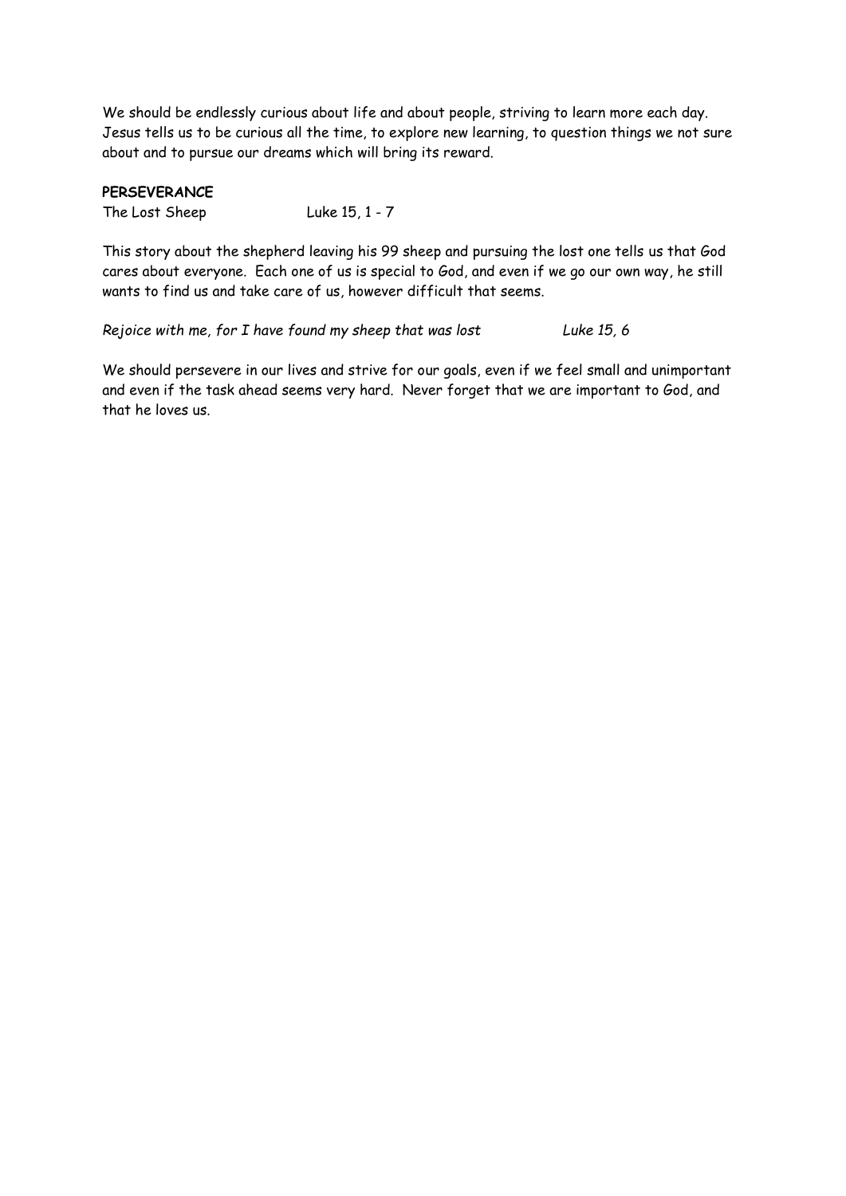We should be endlessly curious about life and about people, striving to learn more each day. Jesus tells us to be curious all the time, to explore new learning, to question things we not sure about and to pursue our dreams which will bring its reward.

**PERSEVERANCE**

The Lost Sheep Luke 15, 1 - 7

This story about the shepherd leaving his 99 sheep and pursuing the lost one tells us that God cares about everyone. Each one of us is special to God, and even if we go our own way, he still wants to find us and take care of us, however difficult that seems.

*Rejoice with me, for I have found my sheep that was lost Luke 15, 6*

We should persevere in our lives and strive for our goals, even if we feel small and unimportant and even if the task ahead seems very hard. Never forget that we are important to God, and that he loves us.